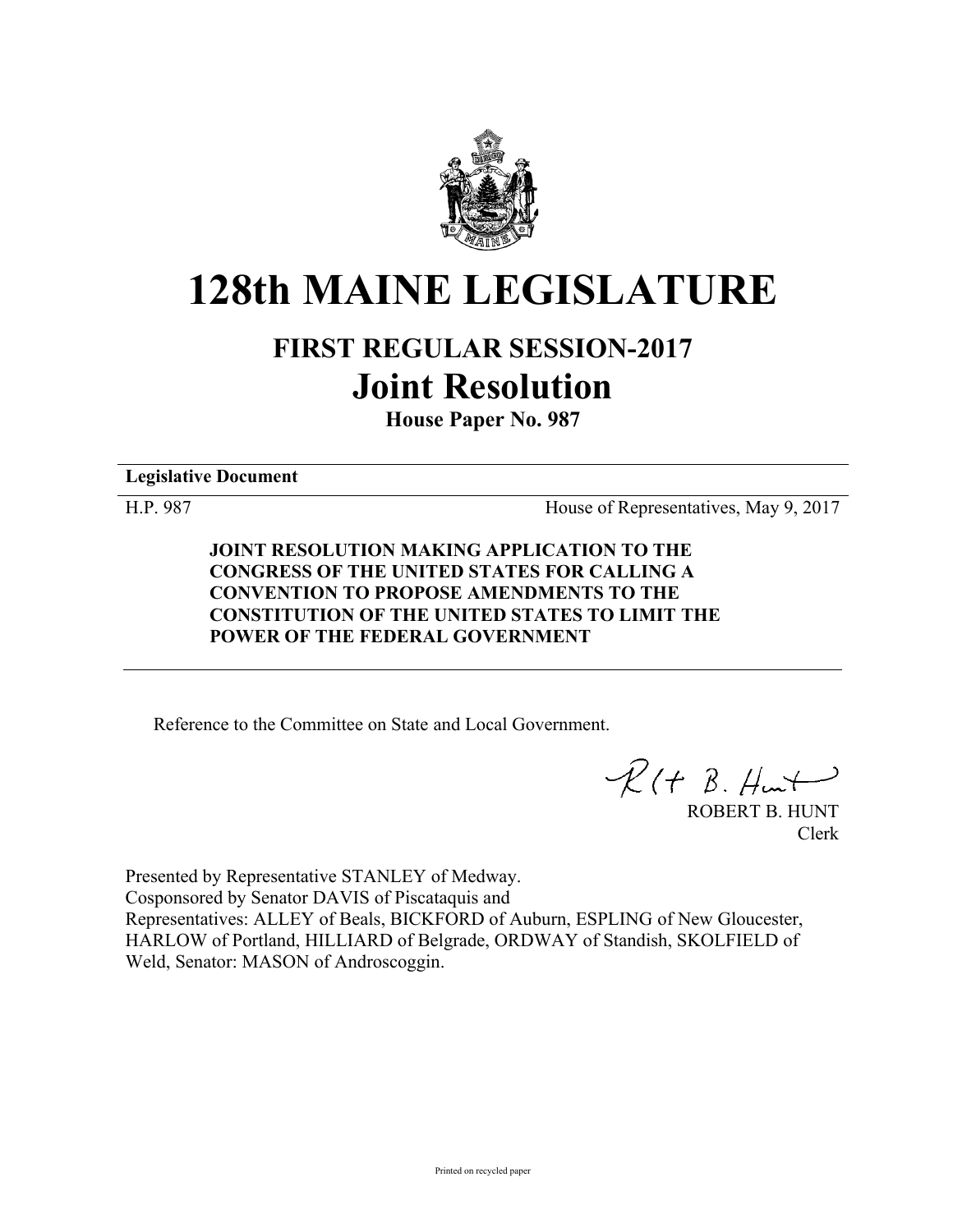# 128th MAINE LEGISLATURE

## FIRST REGULAR SESSION-2017

## Joint Resolution

**House Paper No. 987**

---

**Legislative Document**

---

H.P. 987 House of Representatives, May 9, 2017

**JOINT RESOLUTION MAKING APPLICATION TO THE CONGRESS OF THE UNITED STATES FOR CALLING A CONVENTION TO PROPOSE AMENDMENTS TO THE CONSTITUTION OF THE UNITED STATES TO LIMIT THE POWER OF THE FEDERAL GOVERNMENT**

---

Reference to the Committee on State and Local Government.

ROBERT B. HUNT
Clerk

Presented by Representative STANLEY of Medway.
Cosponsored by Senator DAVIS of Piscataquis and
Representatives: ALLEY of Beals, BICKFORD of Auburn, ESPLING of New Gloucester, HARLOW of Portland, HILLIARD of Belgrade, ORDWAY of Standish, SKOLFIELD of Weld, Senator: MASON of Androscoggin.

Printed on recycled paper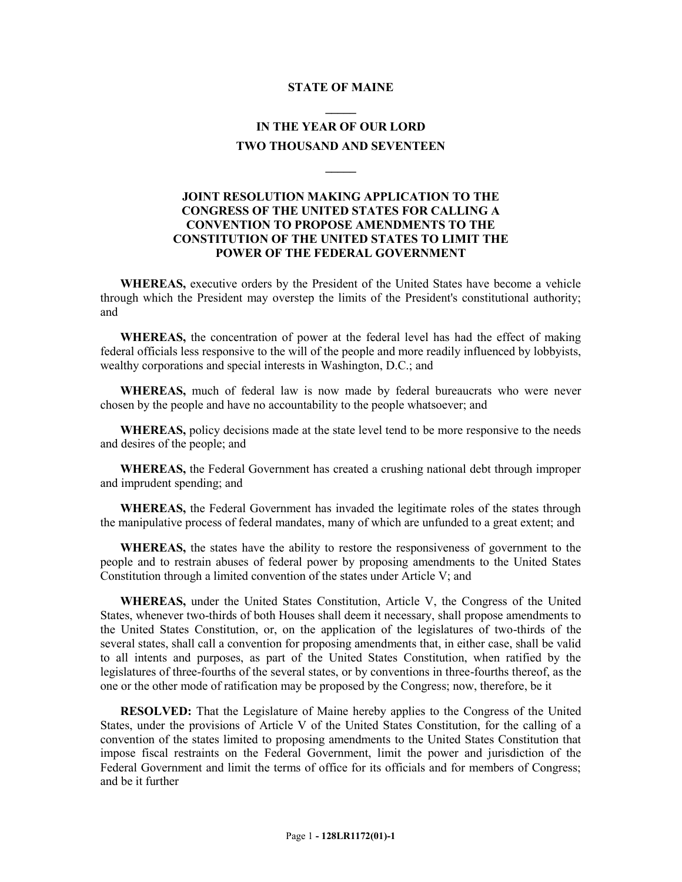**STATE OF MAINE**

**IN THE YEAR OF OUR LORD**
**TWO THOUSAND AND SEVENTEEN**

**JOINT RESOLUTION MAKING APPLICATION TO THE CONGRESS OF THE UNITED STATES FOR CALLING A CONVENTION TO PROPOSE AMENDMENTS TO THE CONSTITUTION OF THE UNITED STATES TO LIMIT THE POWER OF THE FEDERAL GOVERNMENT**

**WHEREAS,** executive orders by the President of the United States have become a vehicle through which the President may overstep the limits of the President's constitutional authority; and

**WHEREAS,** the concentration of power at the federal level has had the effect of making federal officials less responsive to the will of the people and more readily influenced by lobbyists, wealthy corporations and special interests in Washington, D.C.; and

**WHEREAS,** much of federal law is now made by federal bureaucrats who were never chosen by the people and have no accountability to the people whatsoever; and

**WHEREAS,** policy decisions made at the state level tend to be more responsive to the needs and desires of the people; and

**WHEREAS,** the Federal Government has created a crushing national debt through improper and imprudent spending; and

**WHEREAS,** the Federal Government has invaded the legitimate roles of the states through the manipulative process of federal mandates, many of which are unfunded to a great extent; and

**WHEREAS,** the states have the ability to restore the responsiveness of government to the people and to restrain abuses of federal power by proposing amendments to the United States Constitution through a limited convention of the states under Article V; and

**WHEREAS,** under the United States Constitution, Article V, the Congress of the United States, whenever two-thirds of both Houses shall deem it necessary, shall propose amendments to the United States Constitution, or, on the application of the legislatures of two-thirds of the several states, shall call a convention for proposing amendments that, in either case, shall be valid to all intents and purposes, as part of the United States Constitution, when ratified by the legislatures of three-fourths of the several states, or by conventions in three-fourths thereof, as the one or the other mode of ratification may be proposed by the Congress; now, therefore, be it

**RESOLVED:** That the Legislature of Maine hereby applies to the Congress of the United States, under the provisions of Article V of the United States Constitution, for the calling of a convention of the states limited to proposing amendments to the United States Constitution that impose fiscal restraints on the Federal Government, limit the power and jurisdiction of the Federal Government and limit the terms of office for its officials and for members of Congress; and be it further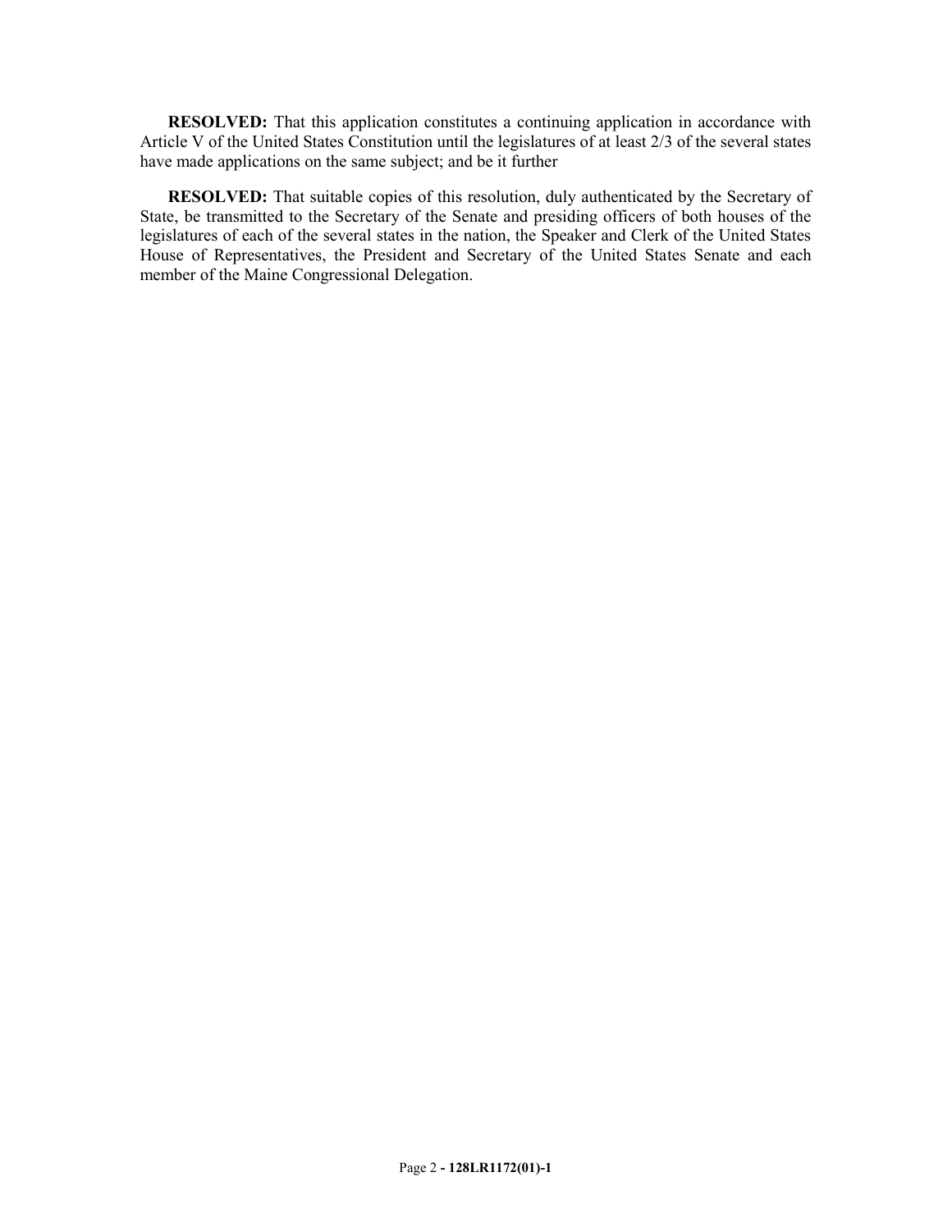**RESOLVED:** That this application constitutes a continuing application in accordance with Article V of the United States Constitution until the legislatures of at least 2/3 of the several states have made applications on the same subject; and be it further

**RESOLVED:** That suitable copies of this resolution, duly authenticated by the Secretary of State, be transmitted to the Secretary of the Senate and presiding officers of both houses of the legislatures of each of the several states in the nation, the Speaker and Clerk of the United States House of Representatives, the President and Secretary of the United States Senate and each member of the Maine Congressional Delegation.